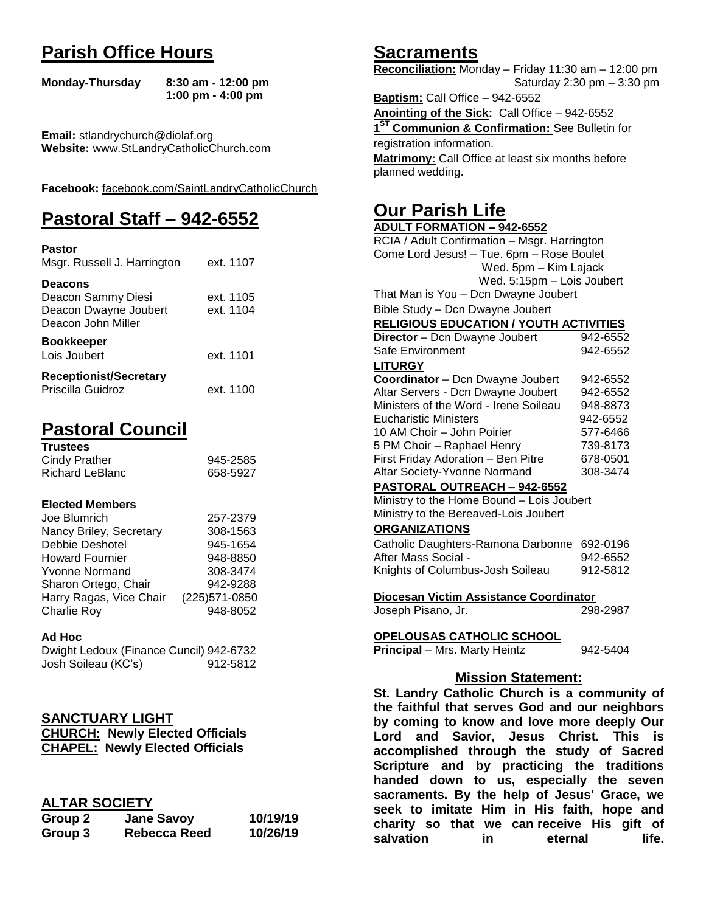# Parish Office Hours

**Monday-Thursday** **8:30 am - 12:00 pm**
**1:00 pm - 4:00 pm**

**Email:** stlandrychurch@diolaf.org
**Website:** www.StLandryCatholicChurch.com

**Facebook:** facebook.com/SaintLandryCatholicChurch

# Pastoral Staff – 942-6552

**Pastor**

| | |
|---|---|
| Msgr. Russell J. Harrington | ext. 1107 |

**Deacons**

| | |
|---|---|
| Deacon Sammy Diesi | ext. 1105 |
| Deacon Dwayne Joubert | ext. 1104 |
| Deacon John Miller | |

**Bookkeeper**

| | |
|---|---|
| Lois Joubert | ext. 1101 |

**Receptionist/Secretary**

| | |
|---|---|
| Priscilla Guidroz | ext. 1100 |

# Pastoral Council

**Trustees**

| | |
|---|---|
| Cindy Prather | 945-2585 |
| Richard LeBlanc | 658-5927 |

**Elected Members**

| | |
|---|---|
| Joe Blumrich | 257-2379 |
| Nancy Briley, Secretary | 308-1563 |
| Debbie Deshotel | 945-1654 |
| Howard Fournier | 948-8850 |
| Yvonne Normand | 308-3474 |
| Sharon Ortego, Chair | 942-9288 |
| Harry Ragas, Vice Chair | (225)571-0850 |
| Charlie Roy | 948-8052 |

**Ad Hoc**

| | |
|---|---|
| Dwight Ledoux (Finance Cuncil) | 942-6732 |
| Josh Soileau (KC's) | 912-5812 |

## SANCTUARY LIGHT

**CHURCH: Newly Elected Officials**
**CHAPEL: Newly Elected Officials**

## ALTAR SOCIETY

| | | |
|---|---|---|
| **Group 2** | **Jane Savoy** | **10/19/19** |
| **Group 3** | **Rebecca Reed** | **10/26/19** |

# Sacraments

**Reconciliation:** Monday – Friday 11:30 am – 12:00 pm
Saturday 2:30 pm – 3:30 pm

**Baptism:** Call Office – 942-6552

**Anointing of the Sick:** Call Office – 942-6552

**1ST Communion & Confirmation:** See Bulletin for registration information.

**Matrimony:** Call Office at least six months before planned wedding.

# Our Parish Life

**ADULT FORMATION – 942-6552**

RCIA / Adult Confirmation – Msgr. Harrington
Come Lord Jesus! – Tue. 6pm – Rose Boulet
Wed. 5pm – Kim Lajack
Wed. 5:15pm – Lois Joubert
That Man is You – Dcn Dwayne Joubert
Bible Study – Dcn Dwayne Joubert

**RELIGIOUS EDUCATION / YOUTH ACTIVITIES**

| | |
|---|---|
| **Director** – Dcn Dwayne Joubert | 942-6552 |
| Safe Environment | 942-6552 |

**LITURGY**

| | |
|---|---|
| **Coordinator** – Dcn Dwayne Joubert | 942-6552 |
| Altar Servers - Dcn Dwayne Joubert | 942-6552 |
| Ministers of the Word - Irene Soileau | 948-8873 |
| Eucharistic Ministers | 942-6552 |
| 10 AM Choir – John Poirier | 577-6466 |
| 5 PM Choir – Raphael Henry | 739-8173 |
| First Friday Adoration – Ben Pitre | 678-0501 |
| Altar Society-Yvonne Normand | 308-3474 |

**PASTORAL OUTREACH – 942-6552**

Ministry to the Home Bound – Lois Joubert
Ministry to the Bereaved-Lois Joubert

**ORGANIZATIONS**

| | |
|---|---|
| Catholic Daughters-Ramona Darbonne | 692-0196 |
| After Mass Social - | 942-6552 |
| Knights of Columbus-Josh Soileau | 912-5812 |

**Diocesan Victim Assistance Coordinator**

| | |
|---|---|
| Joseph Pisano, Jr. | 298-2987 |

**OPELOUSAS CATHOLIC SCHOOL**

| | |
|---|---|
| **Principal** – Mrs. Marty Heintz | 942-5404 |

## Mission Statement:

**St. Landry Catholic Church is a community of the faithful that serves God and our neighbors by coming to know and love more deeply Our Lord and Savior, Jesus Christ. This is accomplished through the study of Sacred Scripture and by practicing the traditions handed down to us, especially the seven sacraments. By the help of Jesus' Grace, we seek to imitate Him in His faith, hope and charity so that we can receive His gift of salvation in eternal life.**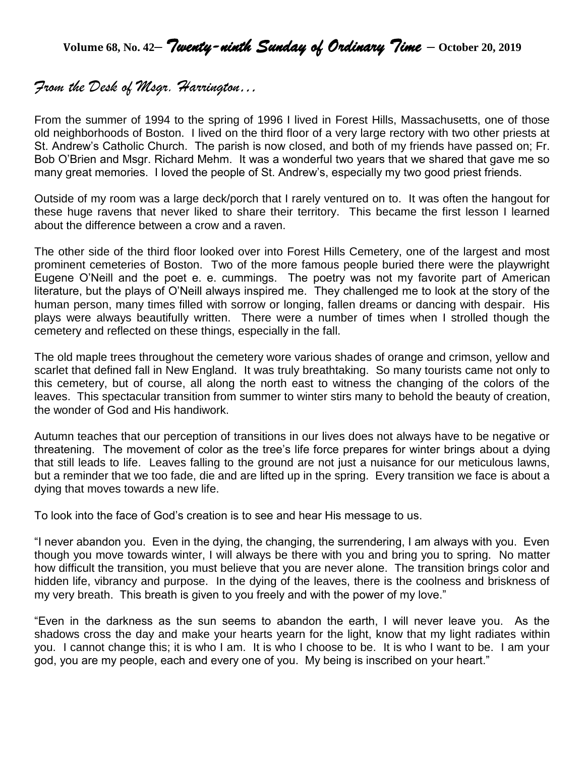**Volume 68, No. 42–** ***Twenty-ninth Sunday of Ordinary Time*** **– October 20, 2019**

## *From the Desk of Msgr. Harrington…*

From the summer of 1994 to the spring of 1996 I lived in Forest Hills, Massachusetts, one of those old neighborhoods of Boston. I lived on the third floor of a very large rectory with two other priests at St. Andrew's Catholic Church. The parish is now closed, and both of my friends have passed on; Fr. Bob O'Brien and Msgr. Richard Mehm. It was a wonderful two years that we shared that gave me so many great memories. I loved the people of St. Andrew's, especially my two good priest friends.

Outside of my room was a large deck/porch that I rarely ventured on to. It was often the hangout for these huge ravens that never liked to share their territory. This became the first lesson I learned about the difference between a crow and a raven.

The other side of the third floor looked over into Forest Hills Cemetery, one of the largest and most prominent cemeteries of Boston. Two of the more famous people buried there were the playwright Eugene O'Neill and the poet e. e. cummings. The poetry was not my favorite part of American literature, but the plays of O'Neill always inspired me. They challenged me to look at the story of the human person, many times filled with sorrow or longing, fallen dreams or dancing with despair. His plays were always beautifully written. There were a number of times when I strolled though the cemetery and reflected on these things, especially in the fall.

The old maple trees throughout the cemetery wore various shades of orange and crimson, yellow and scarlet that defined fall in New England. It was truly breathtaking. So many tourists came not only to this cemetery, but of course, all along the north east to witness the changing of the colors of the leaves. This spectacular transition from summer to winter stirs many to behold the beauty of creation, the wonder of God and His handiwork.

Autumn teaches that our perception of transitions in our lives does not always have to be negative or threatening. The movement of color as the tree's life force prepares for winter brings about a dying that still leads to life. Leaves falling to the ground are not just a nuisance for our meticulous lawns, but a reminder that we too fade, die and are lifted up in the spring. Every transition we face is about a dying that moves towards a new life.

To look into the face of God's creation is to see and hear His message to us.

"I never abandon you. Even in the dying, the changing, the surrendering, I am always with you. Even though you move towards winter, I will always be there with you and bring you to spring. No matter how difficult the transition, you must believe that you are never alone. The transition brings color and hidden life, vibrancy and purpose. In the dying of the leaves, there is the coolness and briskness of my very breath. This breath is given to you freely and with the power of my love."

"Even in the darkness as the sun seems to abandon the earth, I will never leave you. As the shadows cross the day and make your hearts yearn for the light, know that my light radiates within you. I cannot change this; it is who I am. It is who I choose to be. It is who I want to be. I am your god, you are my people, each and every one of you. My being is inscribed on your heart."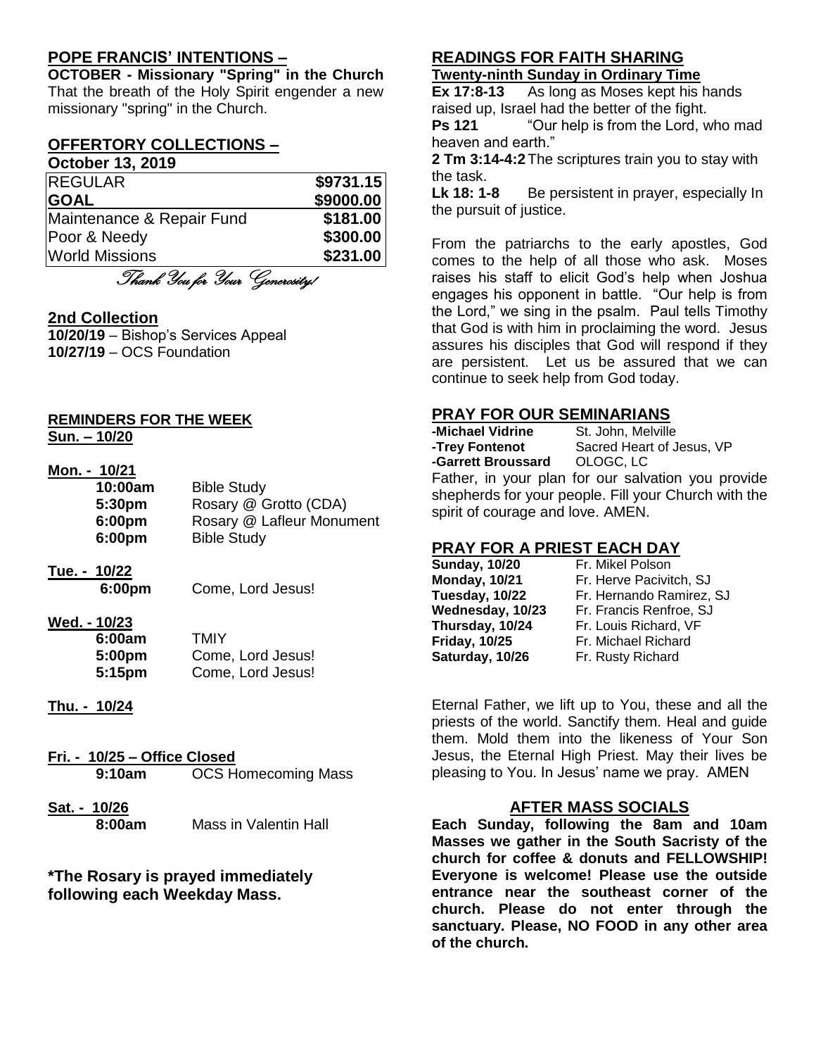## POPE FRANCIS' INTENTIONS –

**OCTOBER - Missionary "Spring" in the Church**

That the breath of the Holy Spirit engender a new missionary "spring" in the Church.

## OFFERTORY COLLECTIONS –

**October 13, 2019**

| REGULAR | $9731.15 |
|---|---|
| **GOAL** | **$9000.00** |
| Maintenance & Repair Fund | $181.00 |
| Poor & Needy | $300.00 |
| World Missions | $231.00 |

*Thank You for Your Generosity!*

## 2nd Collection

**10/20/19** – Bishop's Services Appeal

**10/27/19** – OCS Foundation

## REMINDERS FOR THE WEEK

**Sun. – 10/20**

**Mon. - 10/21**

| | |
|---|---|
| **10:00am** | Bible Study |
| **5:30pm** | Rosary @ Grotto (CDA) |
| **6:00pm** | Rosary @ Lafleur Monument |
| **6:00pm** | Bible Study |

**Tue. - 10/22**

| | |
|---|---|
| **6:00pm** | Come, Lord Jesus! |

**Wed. - 10/23**

| | |
|---|---|
| **6:00am** | TMIY |
| **5:00pm** | Come, Lord Jesus! |
| **5:15pm** | Come, Lord Jesus! |

**Thu. - 10/24**

**Fri. - 10/25 – Office Closed**

| | |
|---|---|
| **9:10am** | OCS Homecoming Mass |

**Sat. - 10/26**

| | |
|---|---|
| **8:00am** | Mass in Valentin Hall |

**\*The Rosary is prayed immediately following each Weekday Mass.**

## READINGS FOR FAITH SHARING

**Twenty-ninth Sunday in Ordinary Time**

**Ex 17:8-13** As long as Moses kept his hands raised up, Israel had the better of the fight.

**Ps 121** "Our help is from the Lord, who mad heaven and earth."

**2 Tm 3:14-4:2** The scriptures train you to stay with the task.

**Lk 18: 1-8** Be persistent in prayer, especially In the pursuit of justice.

From the patriarchs to the early apostles, God comes to the help of all those who ask. Moses raises his staff to elicit God's help when Joshua engages his opponent in battle. "Our help is from the Lord," we sing in the psalm. Paul tells Timothy that God is with him in proclaiming the word. Jesus assures his disciples that God will respond if they are persistent. Let us be assured that we can continue to seek help from God today.

## PRAY FOR OUR SEMINARIANS

| | |
|---|---|
| **-Michael Vidrine** | St. John, Melville |
| **-Trey Fontenot** | Sacred Heart of Jesus, VP |
| **-Garrett Broussard** | OLOGC, LC |

Father, in your plan for our salvation you provide shepherds for your people. Fill your Church with the spirit of courage and love. AMEN.

## PRAY FOR A PRIEST EACH DAY

| | |
|---|---|
| **Sunday, 10/20** | Fr. Mikel Polson |
| **Monday, 10/21** | Fr. Herve Pacivitch, SJ |
| **Tuesday, 10/22** | Fr. Hernando Ramirez, SJ |
| **Wednesday, 10/23** | Fr. Francis Renfroe, SJ |
| **Thursday, 10/24** | Fr. Louis Richard, VF |
| **Friday, 10/25** | Fr. Michael Richard |
| **Saturday, 10/26** | Fr. Rusty Richard |

Eternal Father, we lift up to You, these and all the priests of the world. Sanctify them. Heal and guide them. Mold them into the likeness of Your Son Jesus, the Eternal High Priest. May their lives be pleasing to You. In Jesus' name we pray. AMEN

## AFTER MASS SOCIALS

**Each Sunday, following the 8am and 10am Masses we gather in the South Sacristy of the church for coffee & donuts and FELLOWSHIP! Everyone is welcome! Please use the outside entrance near the southeast corner of the church. Please do not enter through the sanctuary. Please, NO FOOD in any other area of the church.**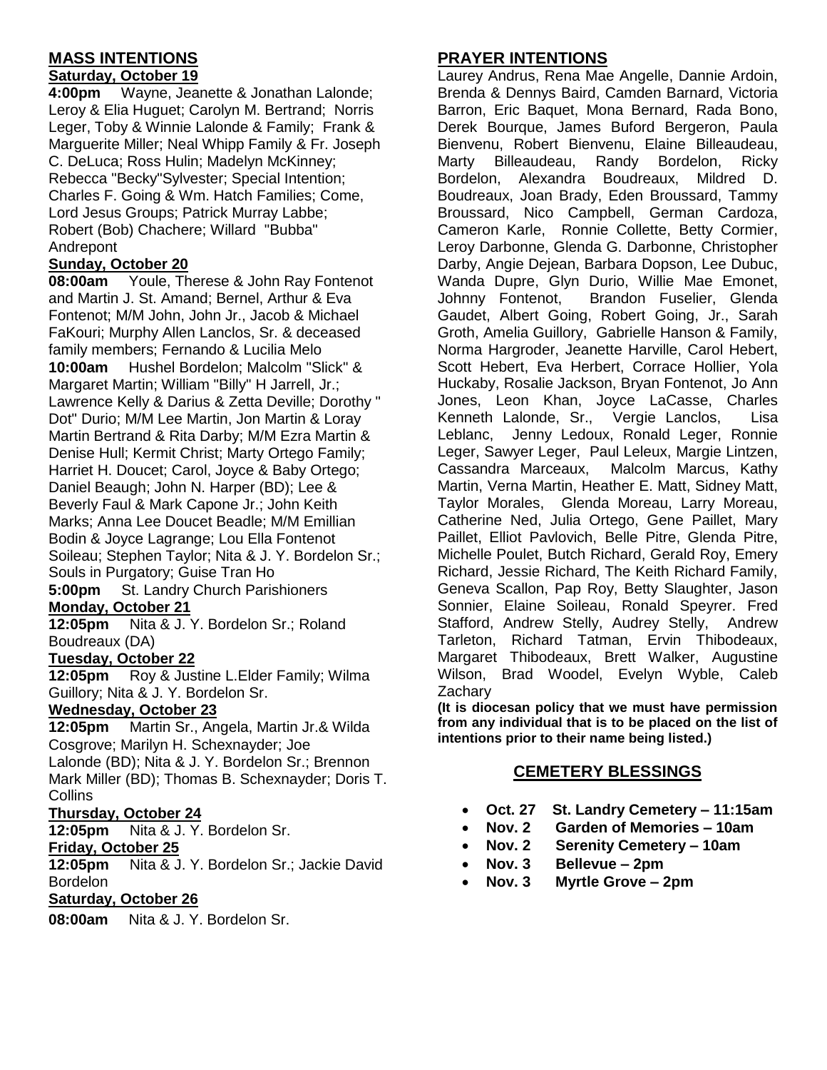## MASS INTENTIONS

### Saturday, October 19

**4:00pm** Wayne, Jeanette & Jonathan Lalonde; Leroy & Elia Huguet; Carolyn M. Bertrand; Norris Leger, Toby & Winnie Lalonde & Family; Frank & Marguerite Miller; Neal Whipp Family & Fr. Joseph C. DeLuca; Ross Hulin; Madelyn McKinney; Rebecca "Becky"Sylvester; Special Intention; Charles F. Going & Wm. Hatch Families; Come, Lord Jesus Groups; Patrick Murray Labbe; Robert (Bob) Chachere; Willard "Bubba" Andrepont

### Sunday, October 20

**08:00am** Youle, Therese & John Ray Fontenot and Martin J. St. Amand; Bernel, Arthur & Eva Fontenot; M/M John, John Jr., Jacob & Michael FaKouri; Murphy Allen Lanclos, Sr. & deceased family members; Fernando & Lucilia Melo

**10:00am** Hushel Bordelon; Malcolm "Slick" & Margaret Martin; William "Billy" H Jarrell, Jr.; Lawrence Kelly & Darius & Zetta Deville; Dorothy " Dot" Durio; M/M Lee Martin, Jon Martin & Loray Martin Bertrand & Rita Darby; M/M Ezra Martin & Denise Hull; Kermit Christ; Marty Ortego Family; Harriet H. Doucet; Carol, Joyce & Baby Ortego; Daniel Beaugh; John N. Harper (BD); Lee & Beverly Faul & Mark Capone Jr.; John Keith Marks; Anna Lee Doucet Beadle; M/M Emillian Bodin & Joyce Lagrange; Lou Ella Fontenot Soileau; Stephen Taylor; Nita & J. Y. Bordelon Sr.; Souls in Purgatory; Guise Tran Ho

**5:00pm** St. Landry Church Parishioners

### Monday, October 21

**12:05pm** Nita & J. Y. Bordelon Sr.; Roland Boudreaux (DA)

### Tuesday, October 22

**12:05pm** Roy & Justine L.Elder Family; Wilma Guillory; Nita & J. Y. Bordelon Sr.

### Wednesday, October 23

**12:05pm** Martin Sr., Angela, Martin Jr.& Wilda Cosgrove; Marilyn H. Schexnayder; Joe Lalonde (BD); Nita & J. Y. Bordelon Sr.; Brennon Mark Miller (BD); Thomas B. Schexnayder; Doris T. Collins

### Thursday, October 24

**12:05pm** Nita & J. Y. Bordelon Sr.

### Friday, October 25

**12:05pm** Nita & J. Y. Bordelon Sr.; Jackie David Bordelon

### Saturday, October 26

**08:00am** Nita & J. Y. Bordelon Sr.

## PRAYER INTENTIONS

Laurey Andrus, Rena Mae Angelle, Dannie Ardoin, Brenda & Dennys Baird, Camden Barnard, Victoria Barron, Eric Baquet, Mona Bernard, Rada Bono, Derek Bourque, James Buford Bergeron, Paula Bienvenu, Robert Bienvenu, Elaine Billeaudeau, Marty Billeaudeau, Randy Bordelon, Ricky Bordelon, Alexandra Boudreaux, Mildred D. Boudreaux, Joan Brady, Eden Broussard, Tammy Broussard, Nico Campbell, German Cardoza, Cameron Karle, Ronnie Collette, Betty Cormier, Leroy Darbonne, Glenda G. Darbonne, Christopher Darby, Angie Dejean, Barbara Dopson, Lee Dubuc, Wanda Dupre, Glyn Durio, Willie Mae Emonet, Johnny Fontenot, Brandon Fuselier, Glenda Gaudet, Albert Going, Robert Going, Jr., Sarah Groth, Amelia Guillory, Gabrielle Hanson & Family, Norma Hargroder, Jeanette Harville, Carol Hebert, Scott Hebert, Eva Herbert, Corrace Hollier, Yola Huckaby, Rosalie Jackson, Bryan Fontenot, Jo Ann Jones, Leon Khan, Joyce LaCasse, Charles Kenneth Lalonde, Sr., Vergie Lanclos, Lisa Leblanc, Jenny Ledoux, Ronald Leger, Ronnie Leger, Sawyer Leger, Paul Leleux, Margie Lintzen, Cassandra Marceaux, Malcolm Marcus, Kathy Martin, Verna Martin, Heather E. Matt, Sidney Matt, Taylor Morales, Glenda Moreau, Larry Moreau, Catherine Ned, Julia Ortego, Gene Paillet, Mary Paillet, Elliot Pavlovich, Belle Pitre, Glenda Pitre, Michelle Poulet, Butch Richard, Gerald Roy, Emery Richard, Jessie Richard, The Keith Richard Family, Geneva Scallon, Pap Roy, Betty Slaughter, Jason Sonnier, Elaine Soileau, Ronald Speyrer. Fred Stafford, Andrew Stelly, Audrey Stelly, Andrew Tarleton, Richard Tatman, Ervin Thibodeaux, Margaret Thibodeaux, Brett Walker, Augustine Wilson, Brad Woodel, Evelyn Wyble, Caleb Zachary

**(It is diocesan policy that we must have permission from any individual that is to be placed on the list of intentions prior to their name being listed.)**

## CEMETERY BLESSINGS

- **Oct. 27 St. Landry Cemetery – 11:15am**
- **Nov. 2 Garden of Memories – 10am**
- **Nov. 2 Serenity Cemetery – 10am**
- **Nov. 3 Bellevue – 2pm**
- **Nov. 3 Myrtle Grove – 2pm**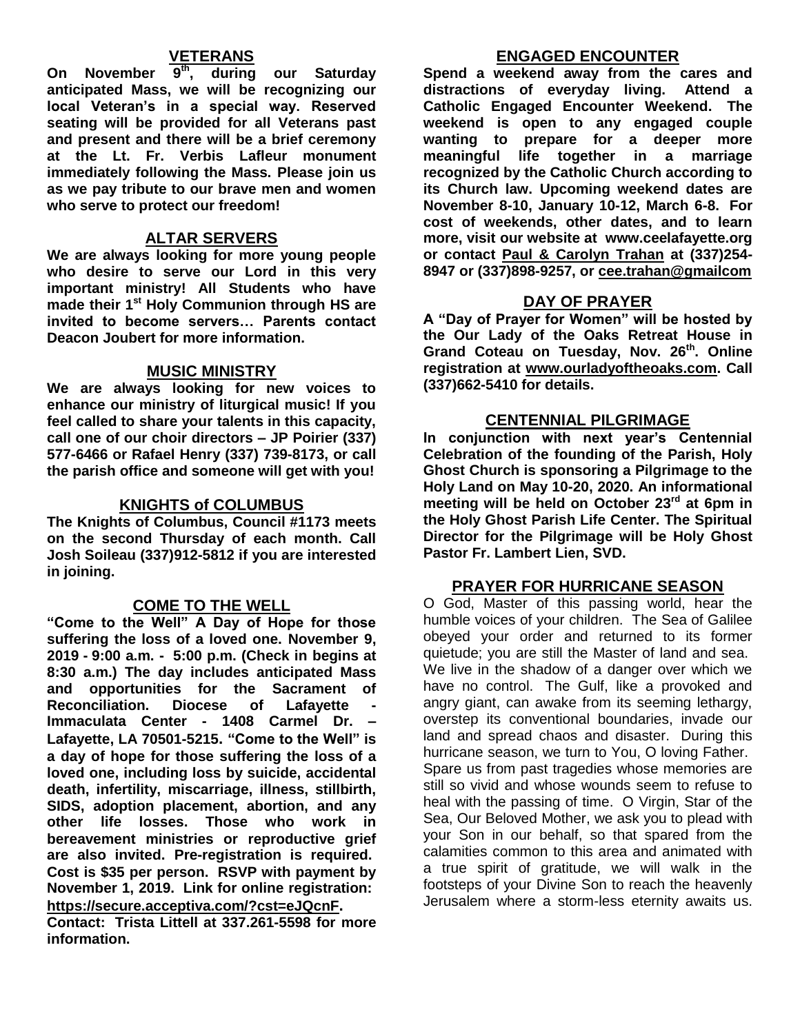## VETERANS

**On November 9th, during our Saturday anticipated Mass, we will be recognizing our local Veteran's in a special way. Reserved seating will be provided for all Veterans past and present and there will be a brief ceremony at the Lt. Fr. Verbis Lafleur monument immediately following the Mass. Please join us as we pay tribute to our brave men and women who serve to protect our freedom!**

## ALTAR SERVERS

**We are always looking for more young people who desire to serve our Lord in this very important ministry! All Students who have made their 1st Holy Communion through HS are invited to become servers… Parents contact Deacon Joubert for more information.**

## MUSIC MINISTRY

**We are always looking for new voices to enhance our ministry of liturgical music! If you feel called to share your talents in this capacity, call one of our choir directors – JP Poirier (337) 577-6466 or Rafael Henry (337) 739-8173, or call the parish office and someone will get with you!**

## KNIGHTS of COLUMBUS

**The Knights of Columbus, Council #1173 meets on the second Thursday of each month. Call Josh Soileau (337)912-5812 if you are interested in joining.**

## COME TO THE WELL

**"Come to the Well" A Day of Hope for those suffering the loss of a loved one. November 9, 2019 - 9:00 a.m. - 5:00 p.m. (Check in begins at 8:30 a.m.) The day includes anticipated Mass and opportunities for the Sacrament of Reconciliation. Diocese of Lafayette - Immaculata Center - 1408 Carmel Dr. – Lafayette, LA 70501-5215. "Come to the Well" is a day of hope for those suffering the loss of a loved one, including loss by suicide, accidental death, infertility, miscarriage, illness, stillbirth, SIDS, adoption placement, abortion, and any other life losses. Those who work in bereavement ministries or reproductive grief are also invited. Pre-registration is required. Cost is $35 per person. RSVP with payment by November 1, 2019. Link for online registration: https://secure.acceptiva.com/?cst=eJQcnF.**
**Contact: Trista Littell at 337.261-5598 for more information.**

## ENGAGED ENCOUNTER

**Spend a weekend away from the cares and distractions of everyday living. Attend a Catholic Engaged Encounter Weekend. The weekend is open to any engaged couple wanting to prepare for a deeper more meaningful life together in a marriage recognized by the Catholic Church according to its Church law. Upcoming weekend dates are November 8-10, January 10-12, March 6-8. For cost of weekends, other dates, and to learn more, visit our website at www.ceelafayette.org or contact Paul & Carolyn Trahan at (337)254-8947 or (337)898-9257, or cee.trahan@gmailcom**

## DAY OF PRAYER

**A "Day of Prayer for Women" will be hosted by the Our Lady of the Oaks Retreat House in Grand Coteau on Tuesday, Nov. 26th. Online registration at www.ourladyoftheoaks.com. Call (337)662-5410 for details.**

## CENTENNIAL PILGRIMAGE

**In conjunction with next year's Centennial Celebration of the founding of the Parish, Holy Ghost Church is sponsoring a Pilgrimage to the Holy Land on May 10-20, 2020. An informational meeting will be held on October 23rd at 6pm in the Holy Ghost Parish Life Center. The Spiritual Director for the Pilgrimage will be Holy Ghost Pastor Fr. Lambert Lien, SVD.**

## PRAYER FOR HURRICANE SEASON

O God, Master of this passing world, hear the humble voices of your children. The Sea of Galilee obeyed your order and returned to its former quietude; you are still the Master of land and sea. We live in the shadow of a danger over which we have no control. The Gulf, like a provoked and angry giant, can awake from its seeming lethargy, overstep its conventional boundaries, invade our land and spread chaos and disaster. During this hurricane season, we turn to You, O loving Father. Spare us from past tragedies whose memories are still so vivid and whose wounds seem to refuse to heal with the passing of time. O Virgin, Star of the Sea, Our Beloved Mother, we ask you to plead with your Son in our behalf, so that spared from the calamities common to this area and animated with a true spirit of gratitude, we will walk in the footsteps of your Divine Son to reach the heavenly Jerusalem where a storm-less eternity awaits us.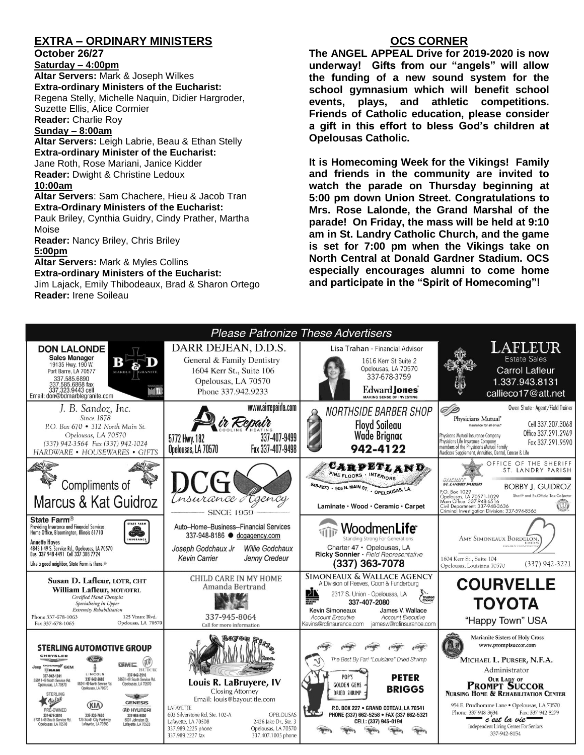## EXTRA – ORDINARY MINISTERS

**October 26/27**

**Saturday – 4:00pm**

**Altar Servers:** Mark & Joseph Wilkes
**Extra-ordinary Ministers of the Eucharist:**
Regena Stelly, Michelle Naquin, Didier Hargroder, Suzette Ellis, Alice Cormier
**Reader:** Charlie Roy

**Sunday – 8:00am**

**Altar Servers:** Leigh Labrie, Beau & Ethan Stelly
**Extra-ordinary Minister of the Eucharist:**
Jane Roth, Rose Mariani, Janice Kidder
**Reader:** Dwight & Christine Ledoux

**10:00am**

**Altar Servers**: Sam Chachere, Hieu & Jacob Tran
**Extra-Ordinary Ministers of the Eucharist:**
Pauk Briley, Cynthia Guidry, Cindy Prather, Martha Moise
**Reader:** Nancy Briley, Chris Briley

**5:00pm**

**Altar Servers:** Mark & Myles Collins
**Extra-ordinary Ministers of the Eucharist:**
Jim Lajack, Emily Thibodeaux, Brad & Sharon Ortego
**Reader:** Irene Soileau

## OCS CORNER

**The ANGEL APPEAL Drive for 2019-2020 is now underway! Gifts from our "angels" will allow the funding of a new sound system for the school gymnasium which will benefit school events, plays, and athletic competitions. Friends of Catholic education, please consider a gift in this effort to bless God's children at Opelousas Catholic.**

**It is Homecoming Week for the Vikings! Family and friends in the community are invited to watch the parade on Thursday beginning at 5:00 pm down Union Street. Congratulations to Mrs. Rose Lalonde, the Grand Marshal of the parade! On Friday, the mass will be held at 9:10 am in St. Landry Catholic Church, and the game is set for 7:00 pm when the Vikings take on North Central at Donald Gardner Stadium. OCS especially encourages alumni to come home and participate in the "Spirit of Homecoming"!**

## *Please Patronize These Advertisers*

**DON LALONDE** – Sales Manager, B&D Marble Granite, 19135 Hwy. 190 W., Port Barre, LA 70577, 337.585.6890, 337.585.6868 fax, 337.323.9443 cell, Email: don@bdmarblegranite.com

**DARR DEJEAN, D.D.S.** – General & Family Dentistry, 1604 Kerr St., Suite 106, Opelousas, LA 70570, Phone 337.942.9233

**Lisa Trahan** - Financial Advisor, 1616 Kerr St Suite 2, Opelousas, LA 70570, 337-678-3759, Edward Jones – Making Sense of Investing

**LAFLEUR Estate Sales** – Carrol Lafleur, 1.337.943.8131, callieco17@att.net

**J. B. Sandoz, Inc.** – Since 1878, P.O. Box 670 • 312 North Main St. Opelousas, LA 70570, (337) 942-3564 Fax (337) 942-1024, HARDWARE • HOUSEWARES • GIFTS

**Air Repair** – Cooling Heating, www.airrepairla.com, 5772 Hwy. 182, Opelousas, LA 70570, 337-407-9499, Fax 337-407-9498

**NORTHSIDE BARBER SHOP** – Floyd Soileau, Wade Brignac, 942-4122

**Physicians Mutual** – Insurance for all of us. Owen Shute - Agent/Field Trainer, Cell 337.207.3068, Office 337.291.2969, Fax 337.291.9590. Physicians Mutual Insurance Company, Physicians Life Insurance Company, members of the Physicians Mutual Family. Medicare Supplement, Annuities, Dental, Cancer & Life

**Compliments of Marcus & Kat Guidroz**

**DCG Insurance Agency** – Since 1959. Auto–Home–Business–Financial Services, 337-948-8186 ● dcgagency.com. Joseph Godchaux Jr, Willie Godchaux, Kevin Carrier, Jenny Credeur

**CARPETLAND** – Fine Floors • Interiors, 948-8273 • 905 N. Main St. • Opelousas, LA. Laminate • Wood • Ceramic • Carpet

**OFFICE OF THE SHERIFF ST. LANDRY PARISH** – BOBBY J. GUIDROZ, Sheriff and Ex-Officio Tax Collector, P.O. Box 1029, Opelousas, LA 70571-1029, Main Office: 337-948-6516, Civil Department: 337-948-3636, Criminal Investigation Division: 337-594-8565

**State Farm®** – Providing Insurance and Financial Services, Home Office, Bloomington, Illinois 61710. Annette Hayes, 4843 I-49 S. Service Rd., Opelousas, LA 70570, Bus. 337 948 4491 Cell 337 308 7724. Like a good neighbor, State Farm is there.®

**WoodmenLife** – Standing Strong For Generations. Charter 47 • Opelousas, LA. Ricky Sonnier - Field Representative, (337) 363-7078

**Amy Simoneaux Bordelon, DDS** – Family Dentistry, 1604 Kerr St., Suite 104, Opelousas, Louisiana 70570, (337) 942-3221

**Susan D. Lafleur, LOTR, CHT / William Lafleur, MOT/OTRL** – Certified Hand Therapist, Specializing in Upper Extremity Rehabilitation. Phone 337-678-1063, Fax 337-678-1065, 125 Ventre Blvd. Opelousas, LA 70570

**CHILD CARE IN MY HOME** – Amanda Bertrand, 337-945-8064, Call for more information

**SIMONEAUX & WALLACE AGENCY** – A Division of Reeves, Coon & Funderburg. 2317 S. Union - Opelousas, LA, 337-407-2080. Kevin Simoneaux, Account Executive, Kevins@rcfinsurance.com; James V. Wallace, Account Executive, jamesw@rcfinsurance.com

**COURVELLE TOYOTA** – "Happy Town" USA

**STERLING AUTOMOTIVE GROUP** – Chrysler, Jeep, Dodge, Ram, GEM: 337-942-1241, 5504 I-49 North Service Rd., Opelousas, LA 70570. Ford, Lincoln: 337-942-2686, 5524 I-49 North Service Rd., Opelousas, LA 70570. GMC, Buick: 337-942-3516, 5853 I-49 South Service Rd., Opelousas, LA 70570. Sterling Value Pre-Owned: 337-678-3810, 5731 I-49 South Service Rd., Opelousas, LA 70570. Kia: 337-233-7630, 125 South City Parkway, Lafayette, LA 70503. Genesis, Hyundai: 337-984-9050, 5001 Johnston St., Lafayette, LA 70503

**Bayou Title, Inc.** – Louis R. LaBruyere, IV, Closing Attorney, Email: louis@bayoutitle.com. Lafayette: 603 Silverstone Rd, Ste. 102-A, Lafayette, LA 70508, 337.989.2225 phone, 337.989.2227 fax. Opelousas: 2426 Jake Dr., Ste. 3, Opelousas, LA 70570, 337.407.1005 phone

**PETER BRIGGS** – The Best By Far! "Louisiana" Dried Shrimp. Pop's Golden Gems Dried Shrimp. P.O. Box 227 • Grand Coteau, LA 70541, Phone (337) 662-5258 • Fax (337) 662-5321, Cell: (337) 945-0194

**Marianite Sisters of Holy Cross** – www.promptsuccor.com. Michael L. Purser, N.F.A., Administrator. Our Lady of Prompt Succor Nursing Home & Rehabilitation Center, 954 E. Prudhomme Lane • Opelousas, LA 70570, Phone: 337-948-3634, Fax: 337-942-8279. c'est la vie – Independent Living Center For Seniors, 337-942-8154